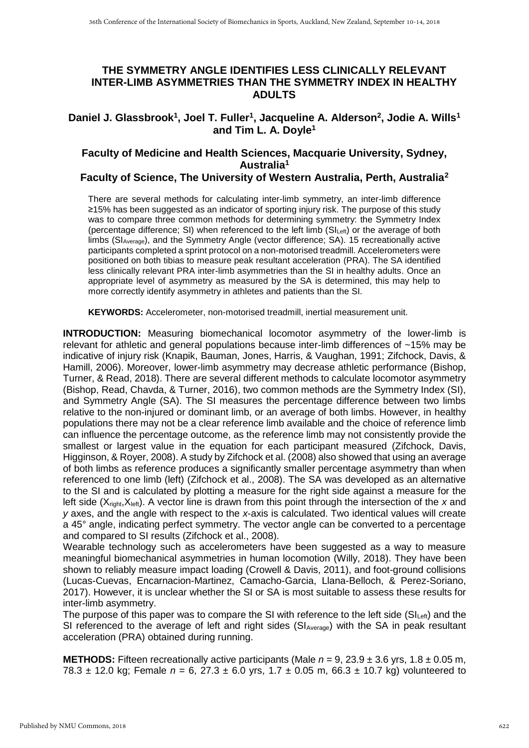# THE SYMMETRY ANGLE IDENTIFIES LESS CLINICALLY RELEVANT INTER-LIMB ASYMMETRIES THAN THE SYMMETRY INDEX IN HEALTHY ADULTS

**Daniel J. Glassbrook[1], Joel T. Fuller[1], Jacqueline A. Alderson[2], Jodie A. Wills[1] and Tim L. A. Doyle[1]**

**Faculty of Medicine and Health Sciences, Macquarie University, Sydney, Australia[1]**

**Faculty of Science, The University of Western Australia, Perth, Australia[2]**

There are several methods for calculating inter-limb symmetry, an inter-limb difference ≥15% has been suggested as an indicator of sporting injury risk. The purpose of this study was to compare three common methods for determining symmetry: the Symmetry Index (percentage difference; SI) when referenced to the left limb ($SI_{Left}$) or the average of both limbs ($SI_{Average}$), and the Symmetry Angle (vector difference; SA). 15 recreationally active participants completed a sprint protocol on a non-motorised treadmill. Accelerometers were positioned on both tibias to measure peak resultant acceleration (PRA). The SA identified less clinically relevant PRA inter-limb asymmetries than the SI in healthy adults. Once an appropriate level of asymmetry as measured by the SA is determined, this may help to more correctly identify asymmetry in athletes and patients than the SI.

**KEYWORDS:** Accelerometer, non-motorised treadmill, inertial measurement unit.

**INTRODUCTION:** Measuring biomechanical locomotor asymmetry of the lower-limb is relevant for athletic and general populations because inter-limb differences of ~15% may be indicative of injury risk (Knapik, Bauman, Jones, Harris, & Vaughan, 1991; Zifchock, Davis, & Hamill, 2006). Moreover, lower-limb asymmetry may decrease athletic performance (Bishop, Turner, & Read, 2018). There are several different methods to calculate locomotor asymmetry (Bishop, Read, Chavda, & Turner, 2016), two common methods are the Symmetry Index (SI), and Symmetry Angle (SA). The SI measures the percentage difference between two limbs relative to the non-injured or dominant limb, or an average of both limbs. However, in healthy populations there may not be a clear reference limb available and the choice of reference limb can influence the percentage outcome, as the reference limb may not consistently provide the smallest or largest value in the equation for each participant measured (Zifchock, Davis, Higginson, & Royer, 2008). A study by Zifchock et al. (2008) also showed that using an average of both limbs as reference produces a significantly smaller percentage asymmetry than when referenced to one limb (left) (Zifchock et al., 2008). The SA was developed as an alternative to the SI and is calculated by plotting a measure for the right side against a measure for the left side ($X_{right}$,$X_{left}$). A vector line is drawn from this point through the intersection of the *x* and *y* axes, and the angle with respect to the *x*-axis is calculated. Two identical values will create a 45° angle, indicating perfect symmetry. The vector angle can be converted to a percentage and compared to SI results (Zifchock et al., 2008).

Wearable technology such as accelerometers have been suggested as a way to measure meaningful biomechanical asymmetries in human locomotion (Willy, 2018). They have been shown to reliably measure impact loading (Crowell & Davis, 2011), and foot-ground collisions (Lucas-Cuevas, Encarnacion-Martinez, Camacho-Garcia, Llana-Belloch, & Perez-Soriano, 2017). However, it is unclear whether the SI or SA is most suitable to assess these results for inter-limb asymmetry.

The purpose of this paper was to compare the SI with reference to the left side ($SI_{Left}$) and the SI referenced to the average of left and right sides ($SI_{Average}$) with the SA in peak resultant acceleration (PRA) obtained during running.

**METHODS:** Fifteen recreationally active participants (Male $n$ = 9, 23.9 ± 3.6 yrs, 1.8 ± 0.05 m, 78.3 ± 12.0 kg; Female $n$ = 6, 27.3 ± 6.0 yrs, 1.7 ± 0.05 m, 66.3 ± 10.7 kg) volunteered to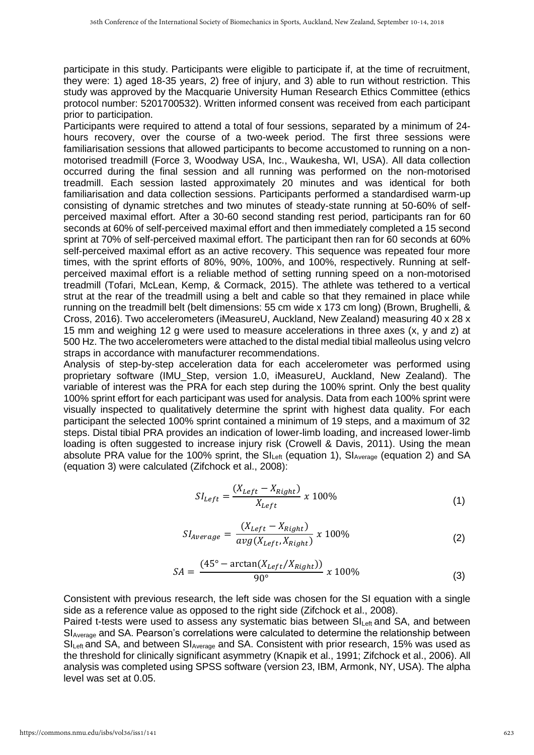participate in this study. Participants were eligible to participate if, at the time of recruitment, they were: 1) aged 18-35 years, 2) free of injury, and 3) able to run without restriction. This study was approved by the Macquarie University Human Research Ethics Committee (ethics protocol number: 5201700532). Written informed consent was received from each participant prior to participation.

Participants were required to attend a total of four sessions, separated by a minimum of 24-hours recovery, over the course of a two-week period. The first three sessions were familiarisation sessions that allowed participants to become accustomed to running on a non-motorised treadmill (Force 3, Woodway USA, Inc., Waukesha, WI, USA). All data collection occurred during the final session and all running was performed on the non-motorised treadmill. Each session lasted approximately 20 minutes and was identical for both familiarisation and data collection sessions. Participants performed a standardised warm-up consisting of dynamic stretches and two minutes of steady-state running at 50-60% of self-perceived maximal effort. After a 30-60 second standing rest period, participants ran for 60 seconds at 60% of self-perceived maximal effort and then immediately completed a 15 second sprint at 70% of self-perceived maximal effort. The participant then ran for 60 seconds at 60% self-perceived maximal effort as an active recovery. This sequence was repeated four more times, with the sprint efforts of 80%, 90%, 100%, and 100%, respectively. Running at self-perceived maximal effort is a reliable method of setting running speed on a non-motorised treadmill (Tofari, McLean, Kemp, & Cormack, 2015). The athlete was tethered to a vertical strut at the rear of the treadmill using a belt and cable so that they remained in place while running on the treadmill belt (belt dimensions: 55 cm wide x 173 cm long) (Brown, Brughelli, & Cross, 2016). Two accelerometers (iMeasureU, Auckland, New Zealand) measuring 40 x 28 x 15 mm and weighing 12 g were used to measure accelerations in three axes (x, y and z) at 500 Hz. The two accelerometers were attached to the distal medial tibial malleolus using velcro straps in accordance with manufacturer recommendations.

Analysis of step-by-step acceleration data for each accelerometer was performed using proprietary software (IMU_Step, version 1.0, iMeasureU, Auckland, New Zealand). The variable of interest was the PRA for each step during the 100% sprint. Only the best quality 100% sprint effort for each participant was used for analysis. Data from each 100% sprint were visually inspected to qualitatively determine the sprint with highest data quality. For each participant the selected 100% sprint contained a minimum of 19 steps, and a maximum of 32 steps. Distal tibial PRA provides an indication of lower-limb loading, and increased lower-limb loading is often suggested to increase injury risk (Crowell & Davis, 2011). Using the mean absolute PRA value for the 100% sprint, the $SI_{Left}$ (equation 1), $SI_{Average}$ (equation 2) and SA (equation 3) were calculated (Zifchock et al., 2008):

$$SI_{Left} = \frac{(X_{Left} - X_{Right})}{X_{Left}} \; x \; 100\% \tag{1}$$

$$SI_{Average} = \frac{(X_{Left} - X_{Right})}{avg(X_{Left}, X_{Right})} \; x \; 100\% \tag{2}$$

$$SA = \frac{(45° - \arctan(X_{Left}/X_{Right}))}{90°} \; x \; 100\% \tag{3}$$

Consistent with previous research, the left side was chosen for the SI equation with a single side as a reference value as opposed to the right side (Zifchock et al., 2008).

Paired t-tests were used to assess any systematic bias between $SI_{Left}$ and SA, and between $SI_{Average}$ and SA. Pearson's correlations were calculated to determine the relationship between $SI_{Left}$ and SA, and between $SI_{Average}$ and SA. Consistent with prior research, 15% was used as the threshold for clinically significant asymmetry (Knapik et al., 1991; Zifchock et al., 2006). All analysis was completed using SPSS software (version 23, IBM, Armonk, NY, USA). The alpha level was set at 0.05.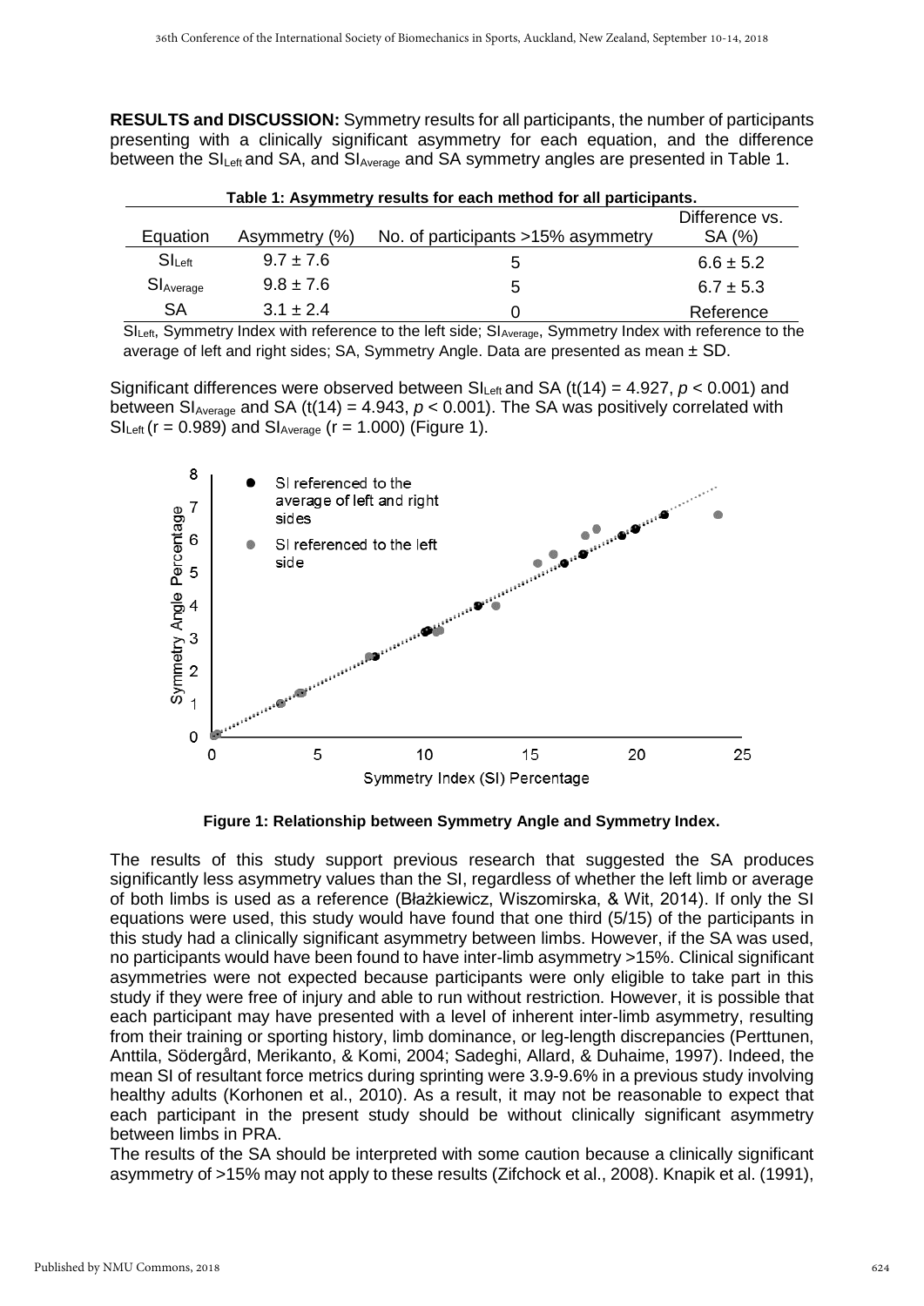**RESULTS and DISCUSSION:** Symmetry results for all participants, the number of participants presenting with a clinically significant asymmetry for each equation, and the difference between the $SI_{Left}$ and SA, and $SI_{Average}$ and SA symmetry angles are presented in Table 1.

**Table 1: Asymmetry results for each method for all participants.**

| Equation | Asymmetry (%) | No. of participants >15% asymmetry | Difference vs. SA (%) |
|---|---|---|---|
| $SI_{Left}$ | 9.7 ± 7.6 | 5 | 6.6 ± 5.2 |
| $SI_{Average}$ | 9.8 ± 7.6 | 5 | 6.7 ± 5.3 |
| SA | 3.1 ± 2.4 | 0 | Reference |

$SI_{Left}$, Symmetry Index with reference to the left side; $SI_{Average}$, Symmetry Index with reference to the average of left and right sides; SA, Symmetry Angle. Data are presented as mean ± SD.

Significant differences were observed between $SI_{Left}$ and SA ($t(14) = 4.927$, $p < 0.001$) and between $SI_{Average}$ and SA ($t(14) = 4.943$, $p < 0.001$). The SA was positively correlated with $SI_{Left}$ ($r = 0.989$) and $SI_{Average}$ ($r = 1.000$) (Figure 1).

**Figure 1: Relationship between Symmetry Angle and Symmetry Index.**

The results of this study support previous research that suggested the SA produces significantly less asymmetry values than the SI, regardless of whether the left limb or average of both limbs is used as a reference (Błażkiewicz, Wiszomirska, & Wit, 2014). If only the SI equations were used, this study would have found that one third (5/15) of the participants in this study had a clinically significant asymmetry between limbs. However, if the SA was used, no participants would have been found to have inter-limb asymmetry >15%. Clinical significant asymmetries were not expected because participants were only eligible to take part in this study if they were free of injury and able to run without restriction. However, it is possible that each participant may have presented with a level of inherent inter-limb asymmetry, resulting from their training or sporting history, limb dominance, or leg-length discrepancies (Perttunen, Anttila, Södergård, Merikanto, & Komi, 2004; Sadeghi, Allard, & Duhaime, 1997). Indeed, the mean SI of resultant force metrics during sprinting were 3.9-9.6% in a previous study involving healthy adults (Korhonen et al., 2010). As a result, it may not be reasonable to expect that each participant in the present study should be without clinically significant asymmetry between limbs in PRA.

The results of the SA should be interpreted with some caution because a clinically significant asymmetry of >15% may not apply to these results (Zifchock et al., 2008). Knapik et al. (1991),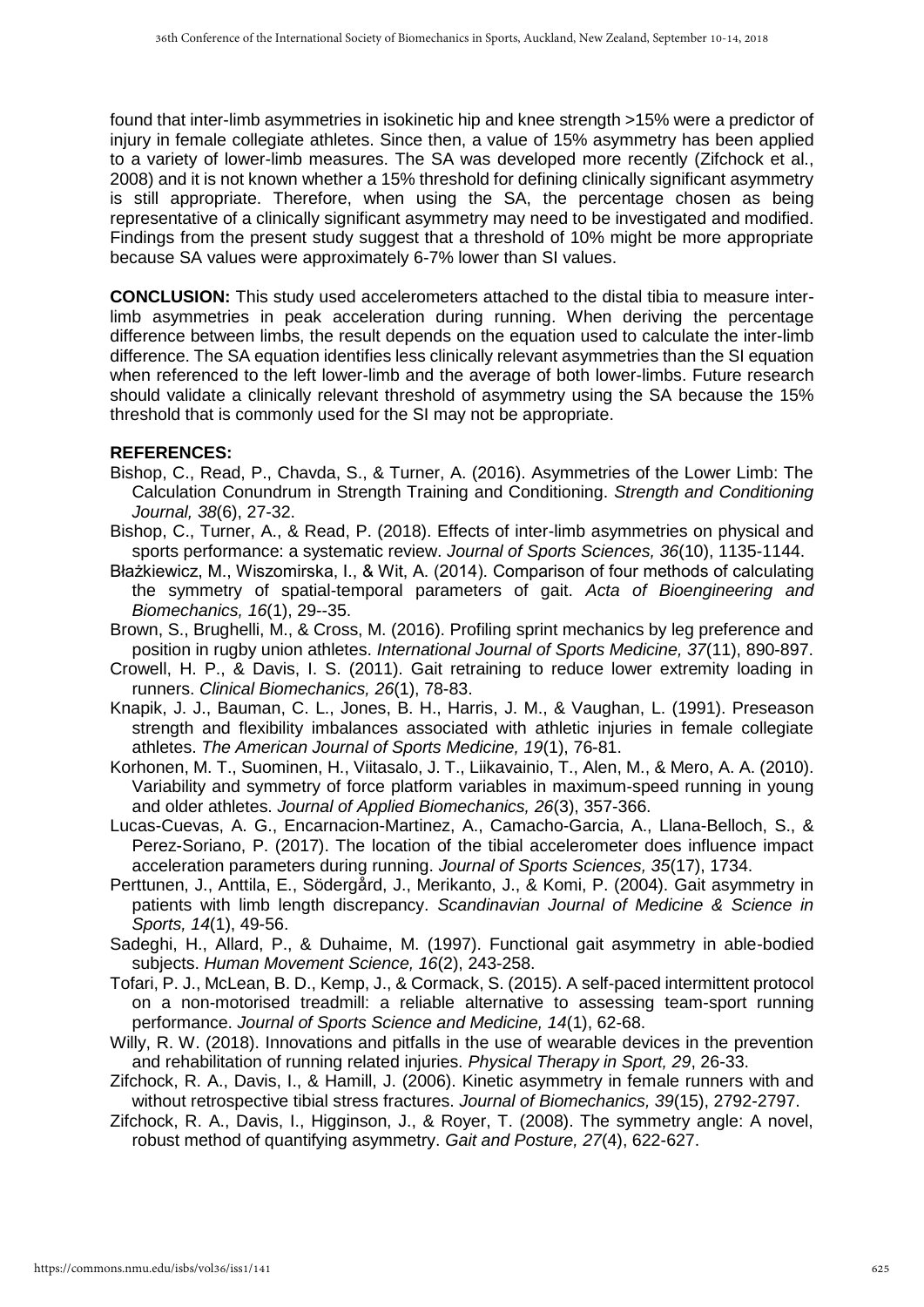found that inter-limb asymmetries in isokinetic hip and knee strength >15% were a predictor of injury in female collegiate athletes. Since then, a value of 15% asymmetry has been applied to a variety of lower-limb measures. The SA was developed more recently (Zifchock et al., 2008) and it is not known whether a 15% threshold for defining clinically significant asymmetry is still appropriate. Therefore, when using the SA, the percentage chosen as being representative of a clinically significant asymmetry may need to be investigated and modified. Findings from the present study suggest that a threshold of 10% might be more appropriate because SA values were approximately 6-7% lower than SI values.

**CONCLUSION:** This study used accelerometers attached to the distal tibia to measure inter-limb asymmetries in peak acceleration during running. When deriving the percentage difference between limbs, the result depends on the equation used to calculate the inter-limb difference. The SA equation identifies less clinically relevant asymmetries than the SI equation when referenced to the left lower-limb and the average of both lower-limbs. Future research should validate a clinically relevant threshold of asymmetry using the SA because the 15% threshold that is commonly used for the SI may not be appropriate.

**REFERENCES:**

Bishop, C., Read, P., Chavda, S., & Turner, A. (2016). Asymmetries of the Lower Limb: The Calculation Conundrum in Strength Training and Conditioning. *Strength and Conditioning Journal, 38*(6), 27-32.

Bishop, C., Turner, A., & Read, P. (2018). Effects of inter-limb asymmetries on physical and sports performance: a systematic review. *Journal of Sports Sciences, 36*(10), 1135-1144.

Błażkiewicz, M., Wiszomirska, I., & Wit, A. (2014). Comparison of four methods of calculating the symmetry of spatial-temporal parameters of gait. *Acta of Bioengineering and Biomechanics, 16*(1), 29--35.

Brown, S., Brughelli, M., & Cross, M. (2016). Profiling sprint mechanics by leg preference and position in rugby union athletes. *International Journal of Sports Medicine, 37*(11), 890-897.

Crowell, H. P., & Davis, I. S. (2011). Gait retraining to reduce lower extremity loading in runners. *Clinical Biomechanics, 26*(1), 78-83.

Knapik, J. J., Bauman, C. L., Jones, B. H., Harris, J. M., & Vaughan, L. (1991). Preseason strength and flexibility imbalances associated with athletic injuries in female collegiate athletes. *The American Journal of Sports Medicine, 19*(1), 76-81.

Korhonen, M. T., Suominen, H., Viitasalo, J. T., Liikavainio, T., Alen, M., & Mero, A. A. (2010). Variability and symmetry of force platform variables in maximum-speed running in young and older athletes. *Journal of Applied Biomechanics, 26*(3), 357-366.

Lucas-Cuevas, A. G., Encarnacion-Martinez, A., Camacho-Garcia, A., Llana-Belloch, S., & Perez-Soriano, P. (2017). The location of the tibial accelerometer does influence impact acceleration parameters during running. *Journal of Sports Sciences, 35*(17), 1734.

Perttunen, J., Anttila, E., Södergård, J., Merikanto, J., & Komi, P. (2004). Gait asymmetry in patients with limb length discrepancy. *Scandinavian Journal of Medicine & Science in Sports, 14*(1), 49-56.

Sadeghi, H., Allard, P., & Duhaime, M. (1997). Functional gait asymmetry in able-bodied subjects. *Human Movement Science, 16*(2), 243-258.

Tofari, P. J., McLean, B. D., Kemp, J., & Cormack, S. (2015). A self-paced intermittent protocol on a non-motorised treadmill: a reliable alternative to assessing team-sport running performance. *Journal of Sports Science and Medicine, 14*(1), 62-68.

Willy, R. W. (2018). Innovations and pitfalls in the use of wearable devices in the prevention and rehabilitation of running related injuries. *Physical Therapy in Sport, 29*, 26-33.

Zifchock, R. A., Davis, I., & Hamill, J. (2006). Kinetic asymmetry in female runners with and without retrospective tibial stress fractures. *Journal of Biomechanics, 39*(15), 2792-2797.

Zifchock, R. A., Davis, I., Higginson, J., & Royer, T. (2008). The symmetry angle: A novel, robust method of quantifying asymmetry. *Gait and Posture, 27*(4), 622-627.